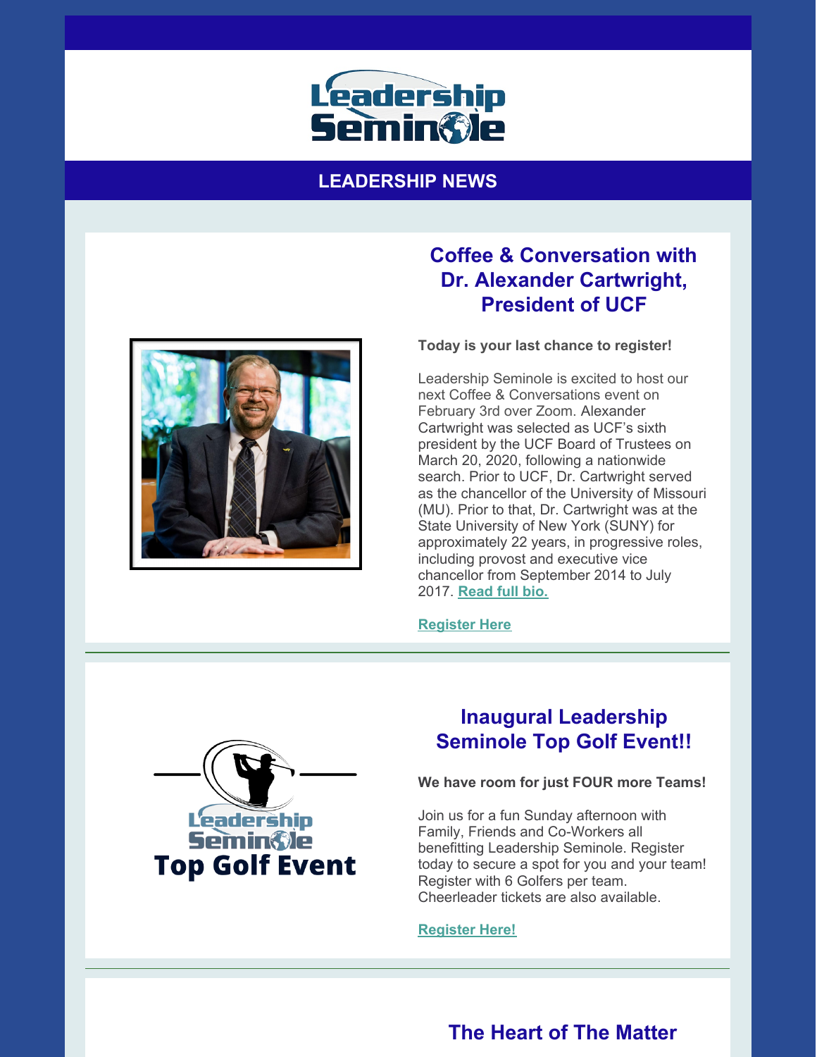Leadership Seminole

## LEADERSHIP NEWS

### Coffee & Conversation with Dr. Alexander Cartwright, President of UCF

**Today is your last chance to register!**

Leadership Seminole is excited to host our next Coffee & Conversations event on February 3rd over Zoom. Alexander Cartwright was selected as UCF's sixth president by the UCF Board of Trustees on March 20, 2020, following a nationwide search. Prior to UCF, Dr. Cartwright served as the chancellor of the University of Missouri (MU). Prior to that, Dr. Cartwright was at the State University of New York (SUNY) for approximately 22 years, in progressive roles, including provost and executive vice chancellor from September 2014 to July 2017. **Read full bio.**

**Register Here**

---

Leadership Seminole Top Golf Event

### Inaugural Leadership Seminole Top Golf Event!!

**We have room for just FOUR more Teams!**

Join us for a fun Sunday afternoon with Family, Friends and Co-Workers all benefitting Leadership Seminole. Register today to secure a spot for you and your team! Register with 6 Golfers per team. Cheerleader tickets are also available.

**Register Here!**

---

### The Heart of The Matter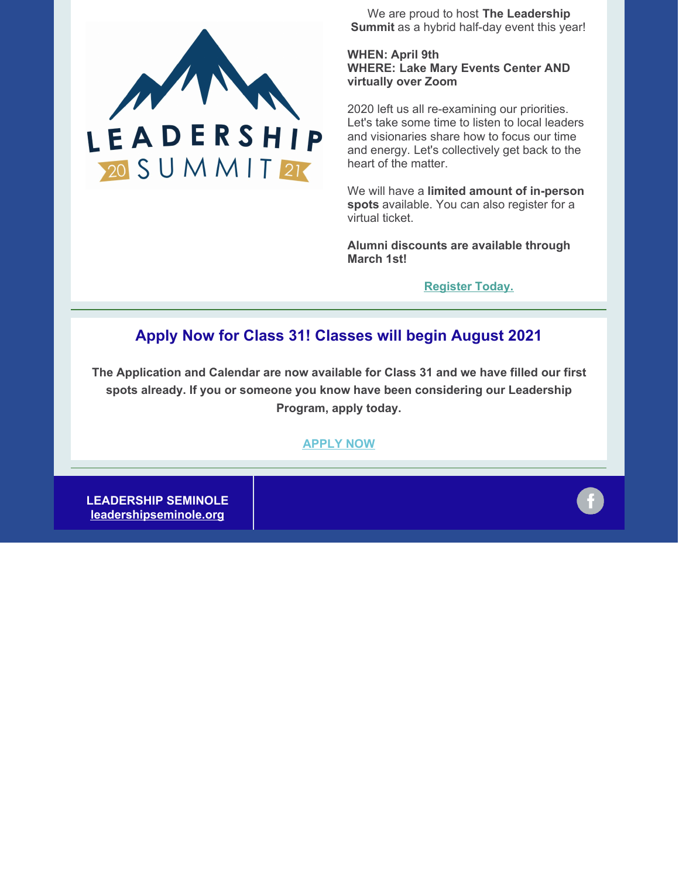We are proud to host **The Leadership Summit** as a hybrid half-day event this year!

**WHEN: April 9th**
**WHERE: Lake Mary Events Center AND virtually over Zoom**

2020 left us all re-examining our priorities. Let's take some time to listen to local leaders and visionaries share how to focus our time and energy. Let's collectively get back to the heart of the matter.

We will have a **limited amount of in-person spots** available. You can also register for a virtual ticket.

**Alumni discounts are available through March 1st!**

**Register Today.**

## Apply Now for Class 31! Classes will begin August 2021

**The Application and Calendar are now available for Class 31 and we have filled our first spots already. If you or someone you know have been considering our Leadership Program, apply today.**

**APPLY NOW**

**LEADERSHIP SEMINOLE**
**leadershipseminole.org**